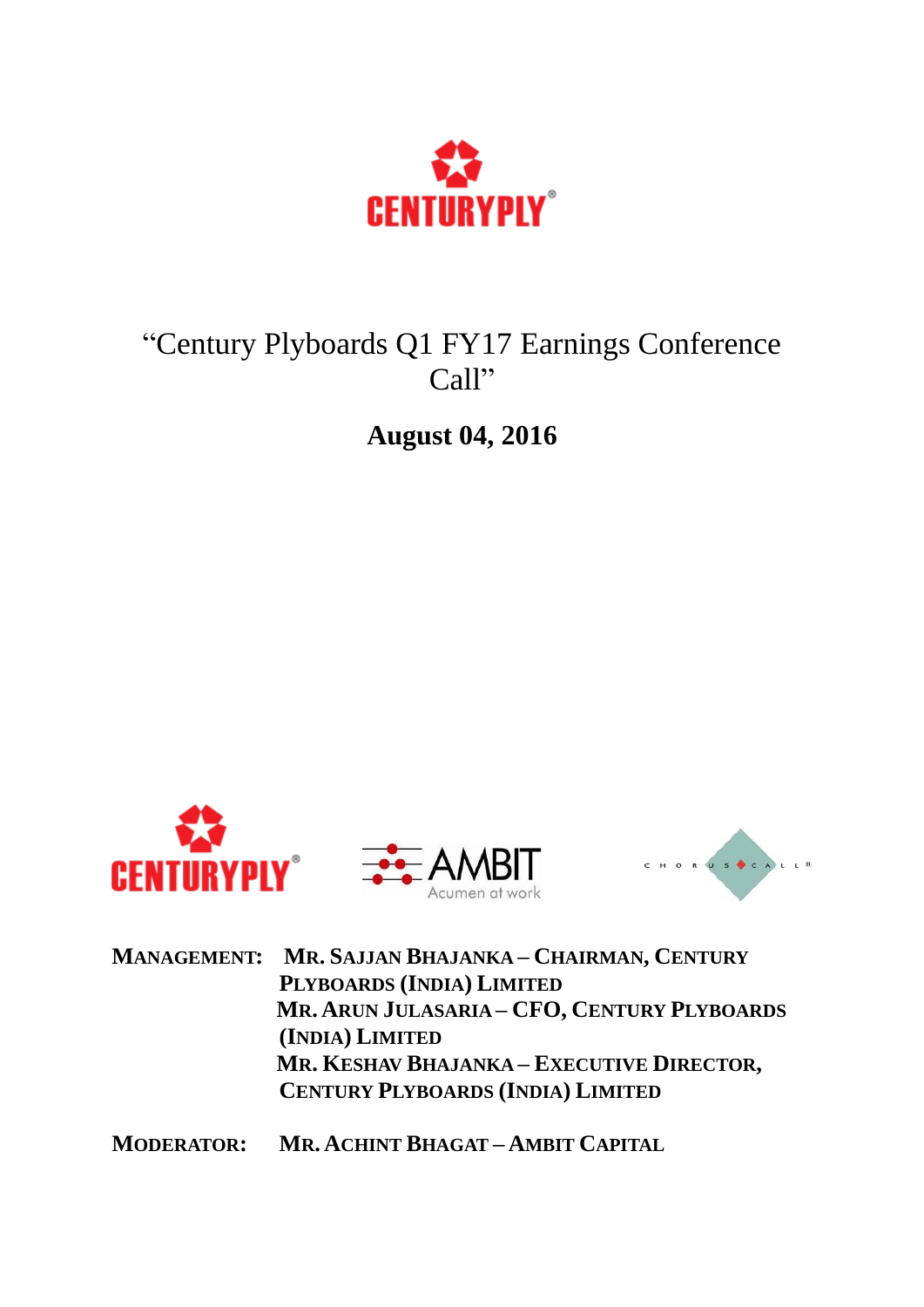# "Century Plyboards Q1 FY17 Earnings Conference Call"

**August 04, 2016**

**MANAGEMENT:** **MR. SAJJAN BHAJANKA – CHAIRMAN, CENTURY PLYBOARDS (INDIA) LIMITED**
**MR. ARUN JULASARIA – CFO, CENTURY PLYBOARDS (INDIA) LIMITED**
**MR. KESHAV BHAJANKA – EXECUTIVE DIRECTOR, CENTURY PLYBOARDS (INDIA) LIMITED**

**MODERATOR:** **MR. ACHINT BHAGAT – AMBIT CAPITAL**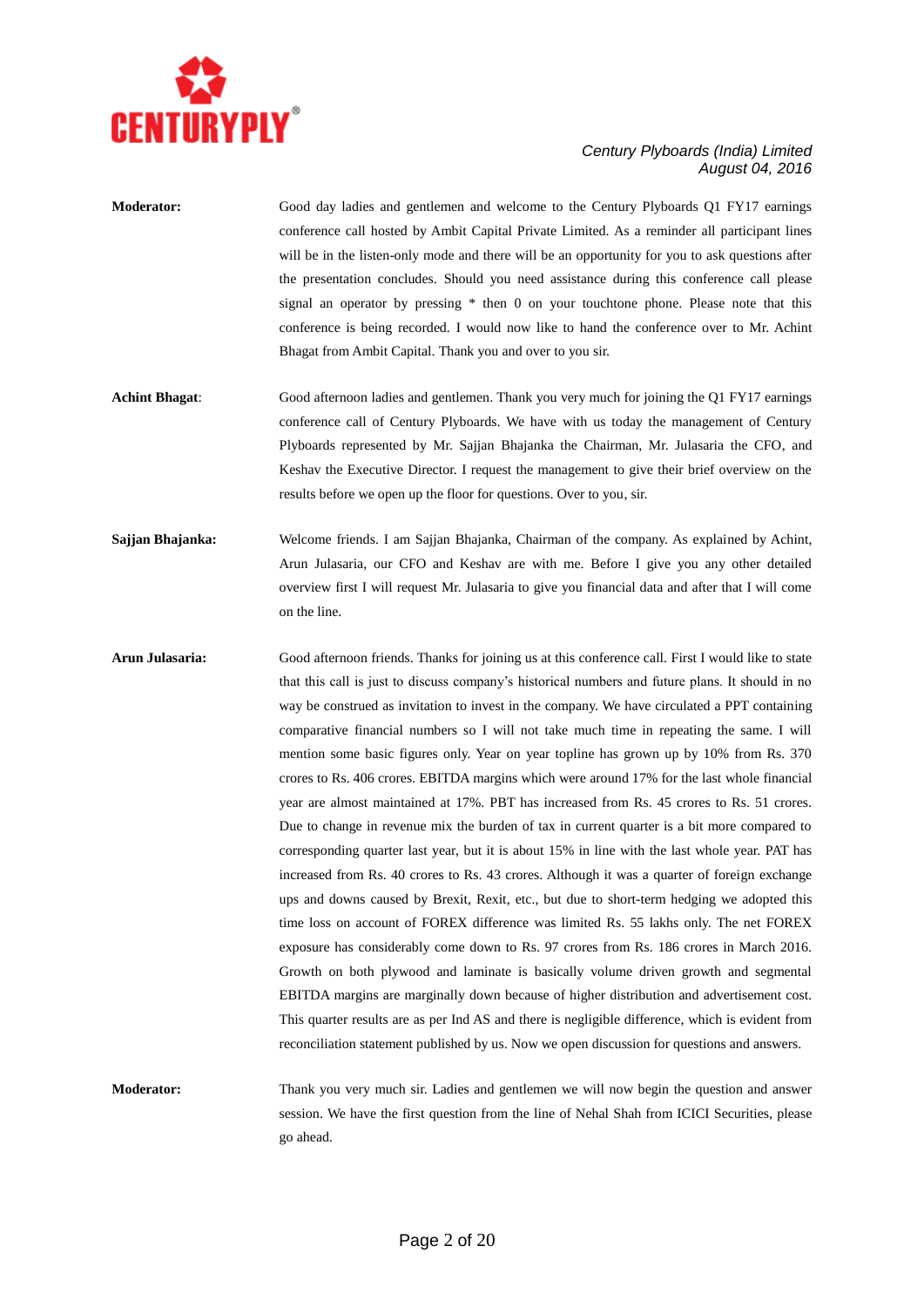**Moderator:** Good day ladies and gentlemen and welcome to the Century Plyboards Q1 FY17 earnings conference call hosted by Ambit Capital Private Limited. As a reminder all participant lines will be in the listen-only mode and there will be an opportunity for you to ask questions after the presentation concludes. Should you need assistance during this conference call please signal an operator by pressing * then 0 on your touchtone phone. Please note that this conference is being recorded. I would now like to hand the conference over to Mr. Achint Bhagat from Ambit Capital. Thank you and over to you sir.

**Achint Bhagat**: Good afternoon ladies and gentlemen. Thank you very much for joining the Q1 FY17 earnings conference call of Century Plyboards. We have with us today the management of Century Plyboards represented by Mr. Sajjan Bhajanka the Chairman, Mr. Julasaria the CFO, and Keshav the Executive Director. I request the management to give their brief overview on the results before we open up the floor for questions. Over to you, sir.

**Sajjan Bhajanka:** Welcome friends. I am Sajjan Bhajanka, Chairman of the company. As explained by Achint, Arun Julasaria, our CFO and Keshav are with me. Before I give you any other detailed overview first I will request Mr. Julasaria to give you financial data and after that I will come on the line.

**Arun Julasaria:** Good afternoon friends. Thanks for joining us at this conference call. First I would like to state that this call is just to discuss company's historical numbers and future plans. It should in no way be construed as invitation to invest in the company. We have circulated a PPT containing comparative financial numbers so I will not take much time in repeating the same. I will mention some basic figures only. Year on year topline has grown up by 10% from Rs. 370 crores to Rs. 406 crores. EBITDA margins which were around 17% for the last whole financial year are almost maintained at 17%. PBT has increased from Rs. 45 crores to Rs. 51 crores. Due to change in revenue mix the burden of tax in current quarter is a bit more compared to corresponding quarter last year, but it is about 15% in line with the last whole year. PAT has increased from Rs. 40 crores to Rs. 43 crores. Although it was a quarter of foreign exchange ups and downs caused by Brexit, Rexit, etc., but due to short-term hedging we adopted this time loss on account of FOREX difference was limited Rs. 55 lakhs only. The net FOREX exposure has considerably come down to Rs. 97 crores from Rs. 186 crores in March 2016. Growth on both plywood and laminate is basically volume driven growth and segmental EBITDA margins are marginally down because of higher distribution and advertisement cost. This quarter results are as per Ind AS and there is negligible difference, which is evident from reconciliation statement published by us. Now we open discussion for questions and answers.

**Moderator:** Thank you very much sir. Ladies and gentlemen we will now begin the question and answer session. We have the first question from the line of Nehal Shah from ICICI Securities, please go ahead.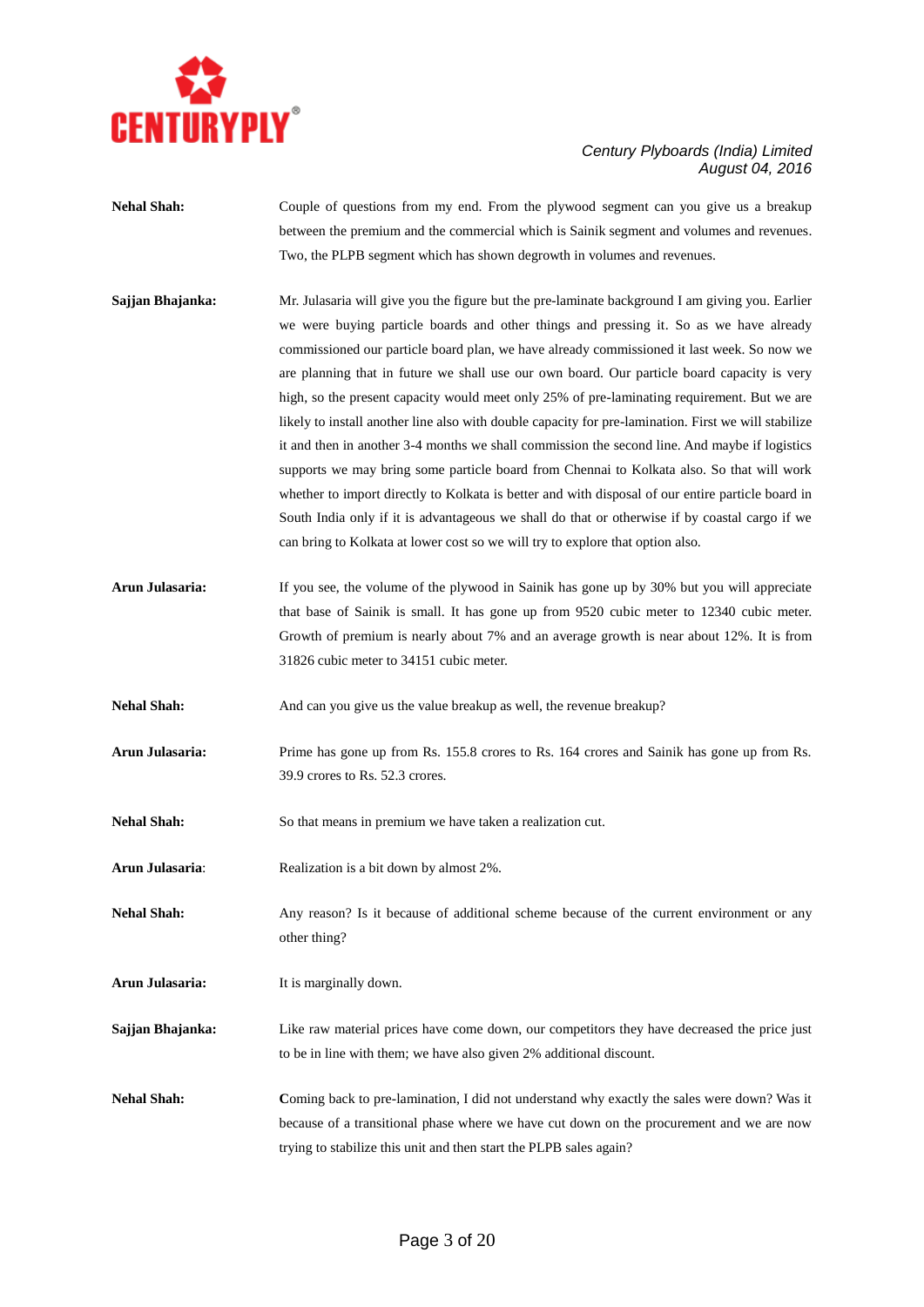**Nehal Shah:** Couple of questions from my end. From the plywood segment can you give us a breakup between the premium and the commercial which is Sainik segment and volumes and revenues. Two, the PLPB segment which has shown degrowth in volumes and revenues.

**Sajjan Bhajanka:** Mr. Julasaria will give you the figure but the pre-laminate background I am giving you. Earlier we were buying particle boards and other things and pressing it. So as we have already commissioned our particle board plan, we have already commissioned it last week. So now we are planning that in future we shall use our own board. Our particle board capacity is very high, so the present capacity would meet only 25% of pre-laminating requirement. But we are likely to install another line also with double capacity for pre-lamination. First we will stabilize it and then in another 3-4 months we shall commission the second line. And maybe if logistics supports we may bring some particle board from Chennai to Kolkata also. So that will work whether to import directly to Kolkata is better and with disposal of our entire particle board in South India only if it is advantageous we shall do that or otherwise if by coastal cargo if we can bring to Kolkata at lower cost so we will try to explore that option also.

**Arun Julasaria:** If you see, the volume of the plywood in Sainik has gone up by 30% but you will appreciate that base of Sainik is small. It has gone up from 9520 cubic meter to 12340 cubic meter. Growth of premium is nearly about 7% and an average growth is near about 12%. It is from 31826 cubic meter to 34151 cubic meter.

**Nehal Shah:** And can you give us the value breakup as well, the revenue breakup?

**Arun Julasaria:** Prime has gone up from Rs. 155.8 crores to Rs. 164 crores and Sainik has gone up from Rs. 39.9 crores to Rs. 52.3 crores.

**Nehal Shah:** So that means in premium we have taken a realization cut.

**Arun Julasaria**: Realization is a bit down by almost 2%.

**Nehal Shah:** Any reason? Is it because of additional scheme because of the current environment or any other thing?

**Arun Julasaria:** It is marginally down.

**Sajjan Bhajanka:** Like raw material prices have come down, our competitors they have decreased the price just to be in line with them; we have also given 2% additional discount.

**Nehal Shah:** Coming back to pre-lamination, I did not understand why exactly the sales were down? Was it because of a transitional phase where we have cut down on the procurement and we are now trying to stabilize this unit and then start the PLPB sales again?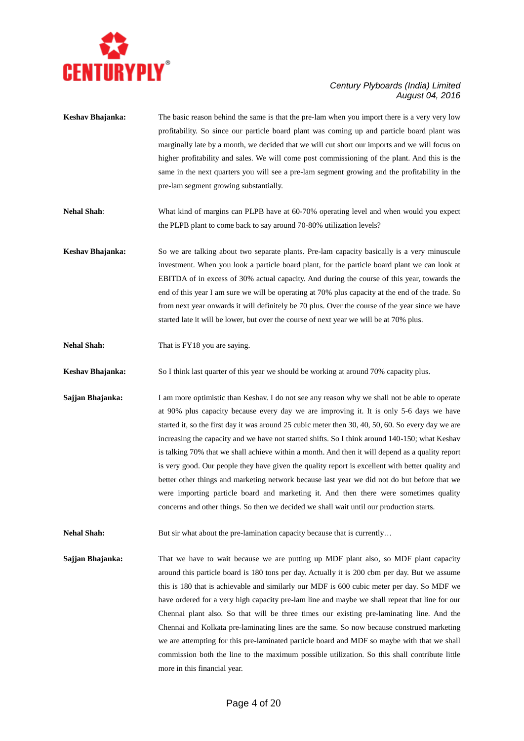**Keshav Bhajanka:** The basic reason behind the same is that the pre-lam when you import there is a very very low profitability. So since our particle board plant was coming up and particle board plant was marginally late by a month, we decided that we will cut short our imports and we will focus on higher profitability and sales. We will come post commissioning of the plant. And this is the same in the next quarters you will see a pre-lam segment growing and the profitability in the pre-lam segment growing substantially.

**Nehal Shah**: What kind of margins can PLPB have at 60-70% operating level and when would you expect the PLPB plant to come back to say around 70-80% utilization levels?

**Keshav Bhajanka:** So we are talking about two separate plants. Pre-lam capacity basically is a very minuscule investment. When you look a particle board plant, for the particle board plant we can look at EBITDA of in excess of 30% actual capacity. And during the course of this year, towards the end of this year I am sure we will be operating at 70% plus capacity at the end of the trade. So from next year onwards it will definitely be 70 plus. Over the course of the year since we have started late it will be lower, but over the course of next year we will be at 70% plus.

**Nehal Shah:** That is FY18 you are saying.

**Keshav Bhajanka:** So I think last quarter of this year we should be working at around 70% capacity plus.

**Sajjan Bhajanka:** I am more optimistic than Keshav. I do not see any reason why we shall not be able to operate at 90% plus capacity because every day we are improving it. It is only 5-6 days we have started it, so the first day it was around 25 cubic meter then 30, 40, 50, 60. So every day we are increasing the capacity and we have not started shifts. So I think around 140-150; what Keshav is talking 70% that we shall achieve within a month. And then it will depend as a quality report is very good. Our people they have given the quality report is excellent with better quality and better other things and marketing network because last year we did not do but before that we were importing particle board and marketing it. And then there were sometimes quality concerns and other things. So then we decided we shall wait until our production starts.

**Nehal Shah:** But sir what about the pre-lamination capacity because that is currently…

**Sajjan Bhajanka:** That we have to wait because we are putting up MDF plant also, so MDF plant capacity around this particle board is 180 tons per day. Actually it is 200 cbm per day. But we assume this is 180 that is achievable and similarly our MDF is 600 cubic meter per day. So MDF we have ordered for a very high capacity pre-lam line and maybe we shall repeat that line for our Chennai plant also. So that will be three times our existing pre-laminating line. And the Chennai and Kolkata pre-laminating lines are the same. So now because construed marketing we are attempting for this pre-laminated particle board and MDF so maybe with that we shall commission both the line to the maximum possible utilization. So this shall contribute little more in this financial year.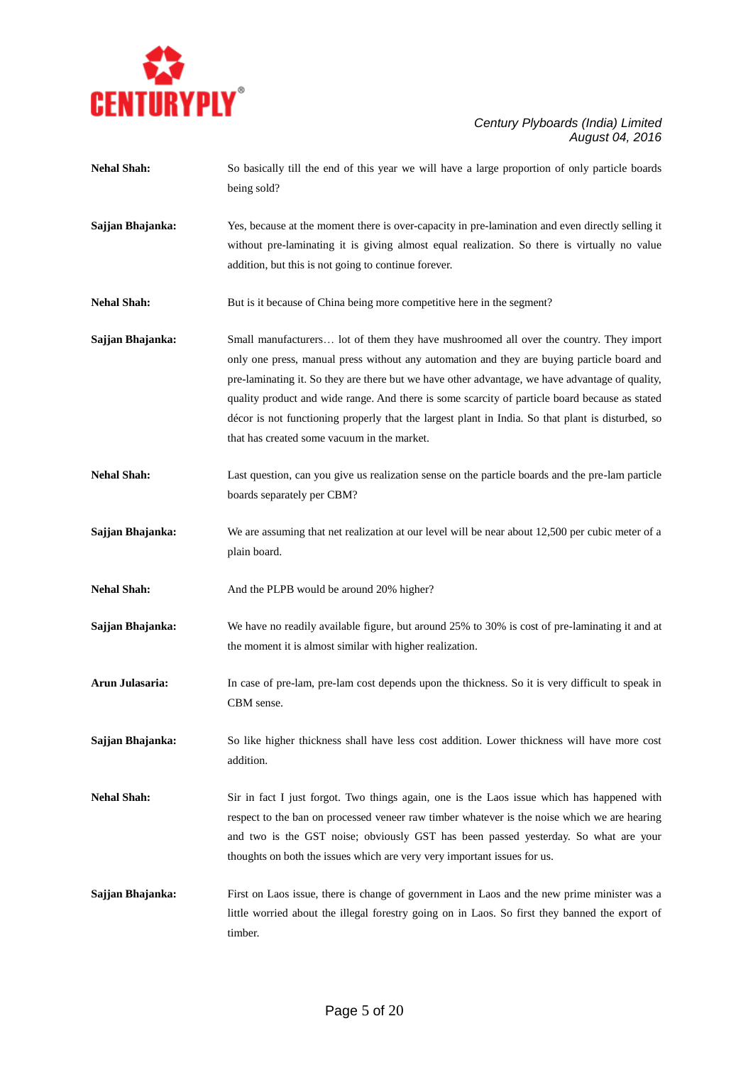**Nehal Shah:** So basically till the end of this year we will have a large proportion of only particle boards being sold?

**Sajjan Bhajanka:** Yes, because at the moment there is over-capacity in pre-lamination and even directly selling it without pre-laminating it is giving almost equal realization. So there is virtually no value addition, but this is not going to continue forever.

**Nehal Shah:** But is it because of China being more competitive here in the segment?

**Sajjan Bhajanka:** Small manufacturers… lot of them they have mushroomed all over the country. They import only one press, manual press without any automation and they are buying particle board and pre-laminating it. So they are there but we have other advantage, we have advantage of quality, quality product and wide range. And there is some scarcity of particle board because as stated décor is not functioning properly that the largest plant in India. So that plant is disturbed, so that has created some vacuum in the market.

**Nehal Shah:** Last question, can you give us realization sense on the particle boards and the pre-lam particle boards separately per CBM?

**Sajjan Bhajanka:** We are assuming that net realization at our level will be near about 12,500 per cubic meter of a plain board.

**Nehal Shah:** And the PLPB would be around 20% higher?

**Sajjan Bhajanka:** We have no readily available figure, but around 25% to 30% is cost of pre-laminating it and at the moment it is almost similar with higher realization.

**Arun Julasaria:** In case of pre-lam, pre-lam cost depends upon the thickness. So it is very difficult to speak in CBM sense.

**Sajjan Bhajanka:** So like higher thickness shall have less cost addition. Lower thickness will have more cost addition.

**Nehal Shah:** Sir in fact I just forgot. Two things again, one is the Laos issue which has happened with respect to the ban on processed veneer raw timber whatever is the noise which we are hearing and two is the GST noise; obviously GST has been passed yesterday. So what are your thoughts on both the issues which are very very important issues for us.

**Sajjan Bhajanka:** First on Laos issue, there is change of government in Laos and the new prime minister was a little worried about the illegal forestry going on in Laos. So first they banned the export of timber.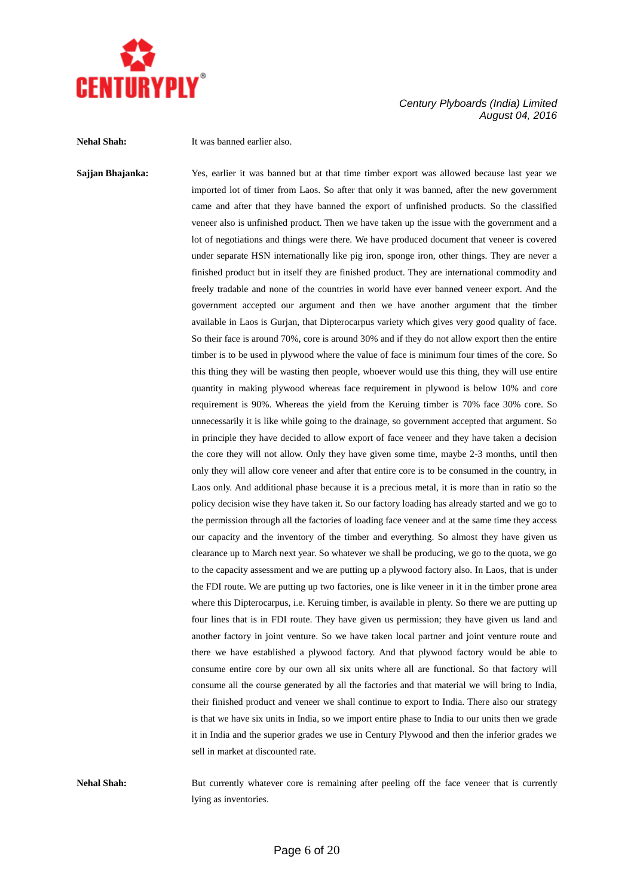**Nehal Shah:** It was banned earlier also.

**Sajjan Bhajanka:** Yes, earlier it was banned but at that time timber export was allowed because last year we imported lot of timer from Laos. So after that only it was banned, after the new government came and after that they have banned the export of unfinished products. So the classified veneer also is unfinished product. Then we have taken up the issue with the government and a lot of negotiations and things were there. We have produced document that veneer is covered under separate HSN internationally like pig iron, sponge iron, other things. They are never a finished product but in itself they are finished product. They are international commodity and freely tradable and none of the countries in world have ever banned veneer export. And the government accepted our argument and then we have another argument that the timber available in Laos is Gurjan, that Dipterocarpus variety which gives very good quality of face. So their face is around 70%, core is around 30% and if they do not allow export then the entire timber is to be used in plywood where the value of face is minimum four times of the core. So this thing they will be wasting then people, whoever would use this thing, they will use entire quantity in making plywood whereas face requirement in plywood is below 10% and core requirement is 90%. Whereas the yield from the Keruing timber is 70% face 30% core. So unnecessarily it is like while going to the drainage, so government accepted that argument. So in principle they have decided to allow export of face veneer and they have taken a decision the core they will not allow. Only they have given some time, maybe 2-3 months, until then only they will allow core veneer and after that entire core is to be consumed in the country, in Laos only. And additional phase because it is a precious metal, it is more than in ratio so the policy decision wise they have taken it. So our factory loading has already started and we go to the permission through all the factories of loading face veneer and at the same time they access our capacity and the inventory of the timber and everything. So almost they have given us clearance up to March next year. So whatever we shall be producing, we go to the quota, we go to the capacity assessment and we are putting up a plywood factory also. In Laos, that is under the FDI route. We are putting up two factories, one is like veneer in it in the timber prone area where this Dipterocarpus, i.e. Keruing timber, is available in plenty. So there we are putting up four lines that is in FDI route. They have given us permission; they have given us land and another factory in joint venture. So we have taken local partner and joint venture route and there we have established a plywood factory. And that plywood factory would be able to consume entire core by our own all six units where all are functional. So that factory will consume all the course generated by all the factories and that material we will bring to India, their finished product and veneer we shall continue to export to India. There also our strategy is that we have six units in India, so we import entire phase to India to our units then we grade it in India and the superior grades we use in Century Plywood and then the inferior grades we sell in market at discounted rate.

**Nehal Shah:** But currently whatever core is remaining after peeling off the face veneer that is currently lying as inventories.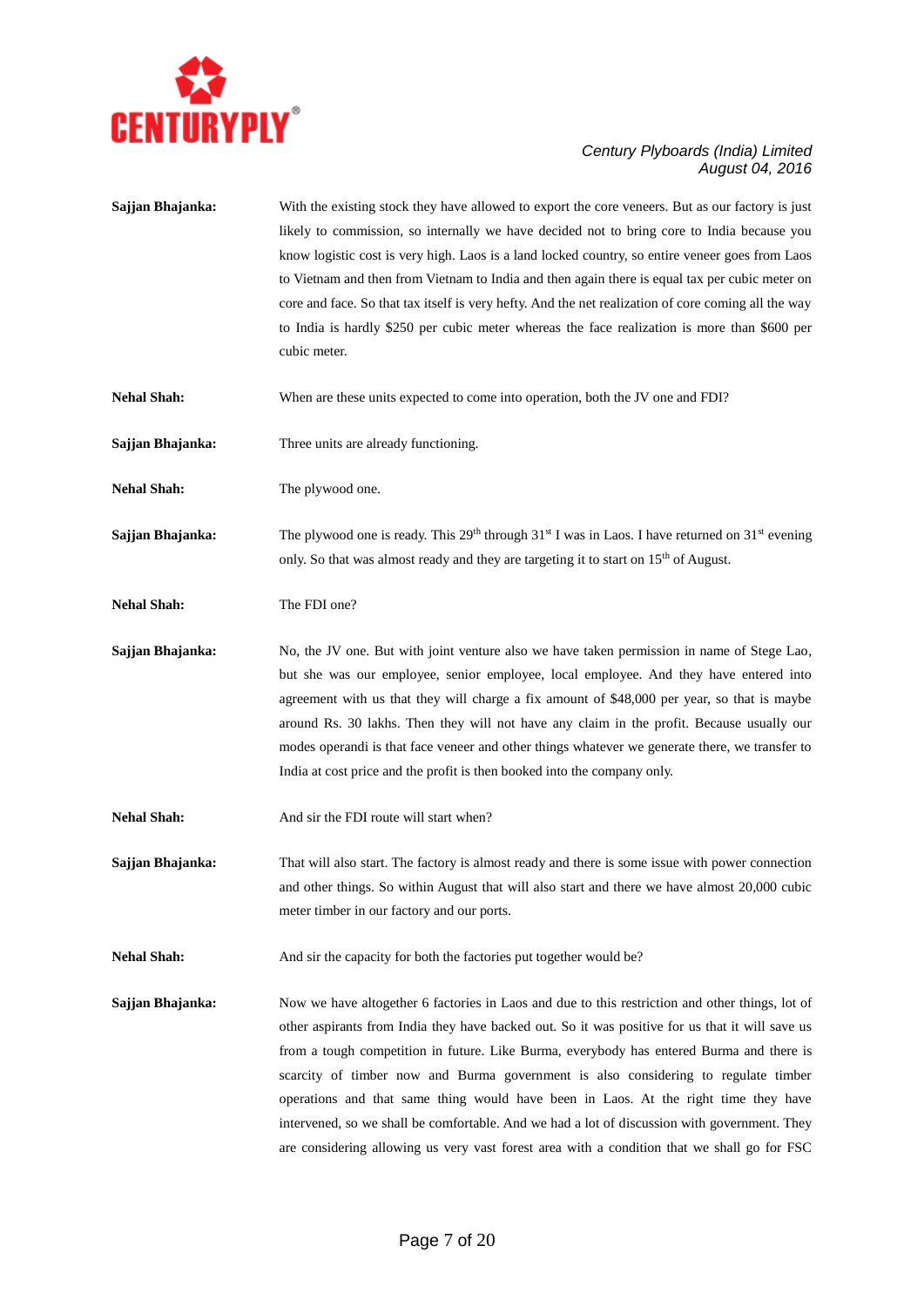**Sajjan Bhajanka:** With the existing stock they have allowed to export the core veneers. But as our factory is just likely to commission, so internally we have decided not to bring core to India because you know logistic cost is very high. Laos is a land locked country, so entire veneer goes from Laos to Vietnam and then from Vietnam to India and then again there is equal tax per cubic meter on core and face. So that tax itself is very hefty. And the net realization of core coming all the way to India is hardly $250 per cubic meter whereas the face realization is more than $600 per cubic meter.

**Nehal Shah:** When are these units expected to come into operation, both the JV one and FDI?

**Sajjan Bhajanka:** Three units are already functioning.

**Nehal Shah:** The plywood one.

**Sajjan Bhajanka:** The plywood one is ready. This 29th through 31st I was in Laos. I have returned on 31st evening only. So that was almost ready and they are targeting it to start on 15th of August.

**Nehal Shah:** The FDI one?

**Sajjan Bhajanka:** No, the JV one. But with joint venture also we have taken permission in name of Stege Lao, but she was our employee, senior employee, local employee. And they have entered into agreement with us that they will charge a fix amount of $48,000 per year, so that is maybe around Rs. 30 lakhs. Then they will not have any claim in the profit. Because usually our modes operandi is that face veneer and other things whatever we generate there, we transfer to India at cost price and the profit is then booked into the company only.

**Nehal Shah:** And sir the FDI route will start when?

**Sajjan Bhajanka:** That will also start. The factory is almost ready and there is some issue with power connection and other things. So within August that will also start and there we have almost 20,000 cubic meter timber in our factory and our ports.

**Nehal Shah:** And sir the capacity for both the factories put together would be?

**Sajjan Bhajanka:** Now we have altogether 6 factories in Laos and due to this restriction and other things, lot of other aspirants from India they have backed out. So it was positive for us that it will save us from a tough competition in future. Like Burma, everybody has entered Burma and there is scarcity of timber now and Burma government is also considering to regulate timber operations and that same thing would have been in Laos. At the right time they have intervened, so we shall be comfortable. And we had a lot of discussion with government. They are considering allowing us very vast forest area with a condition that we shall go for FSC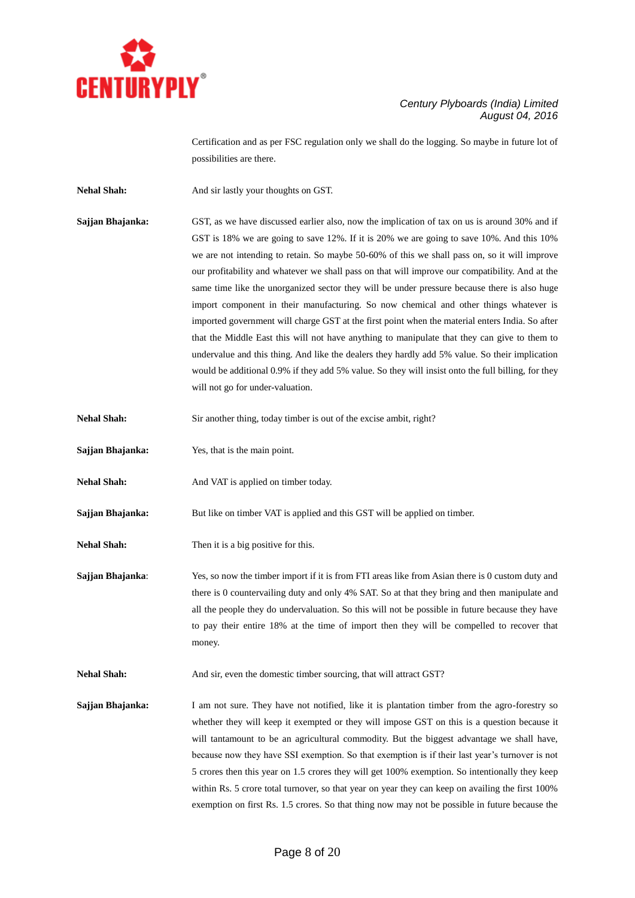Certification and as per FSC regulation only we shall do the logging. So maybe in future lot of possibilities are there.

**Nehal Shah:** And sir lastly your thoughts on GST.

**Sajjan Bhajanka:** GST, as we have discussed earlier also, now the implication of tax on us is around 30% and if GST is 18% we are going to save 12%. If it is 20% we are going to save 10%. And this 10% we are not intending to retain. So maybe 50-60% of this we shall pass on, so it will improve our profitability and whatever we shall pass on that will improve our compatibility. And at the same time like the unorganized sector they will be under pressure because there is also huge import component in their manufacturing. So now chemical and other things whatever is imported government will charge GST at the first point when the material enters India. So after that the Middle East this will not have anything to manipulate that they can give to them to undervalue and this thing. And like the dealers they hardly add 5% value. So their implication would be additional 0.9% if they add 5% value. So they will insist onto the full billing, for they will not go for under-valuation.

**Nehal Shah:** Sir another thing, today timber is out of the excise ambit, right?

**Sajjan Bhajanka:** Yes, that is the main point.

**Nehal Shah:** And VAT is applied on timber today.

**Sajjan Bhajanka:** But like on timber VAT is applied and this GST will be applied on timber.

**Nehal Shah:** Then it is a big positive for this.

**Sajjan Bhajanka:** Yes, so now the timber import if it is from FTI areas like from Asian there is 0 custom duty and there is 0 countervailing duty and only 4% SAT. So at that they bring and then manipulate and all the people they do undervaluation. So this will not be possible in future because they have to pay their entire 18% at the time of import then they will be compelled to recover that money.

**Nehal Shah:** And sir, even the domestic timber sourcing, that will attract GST?

**Sajjan Bhajanka:** I am not sure. They have not notified, like it is plantation timber from the agro-forestry so whether they will keep it exempted or they will impose GST on this is a question because it will tantamount to be an agricultural commodity. But the biggest advantage we shall have, because now they have SSI exemption. So that exemption is if their last year's turnover is not 5 crores then this year on 1.5 crores they will get 100% exemption. So intentionally they keep within Rs. 5 crore total turnover, so that year on year they can keep on availing the first 100% exemption on first Rs. 1.5 crores. So that thing now may not be possible in future because the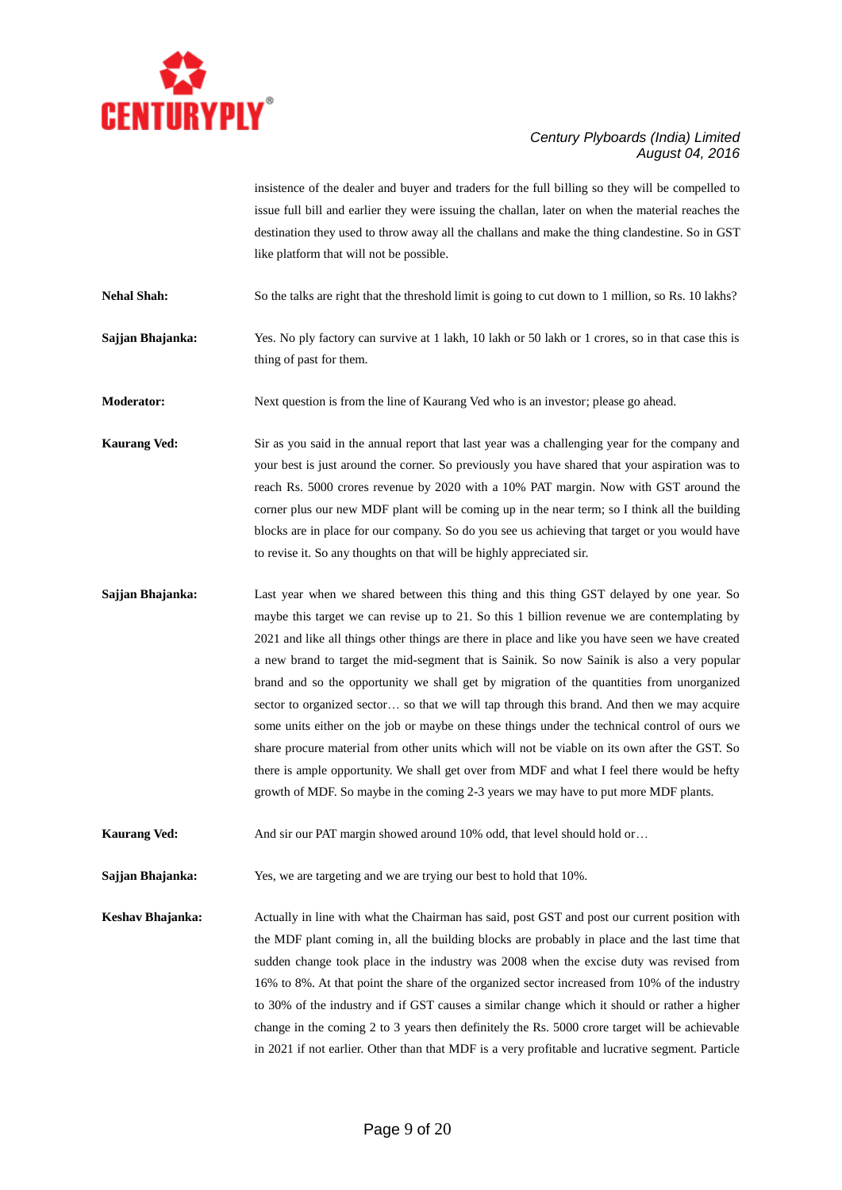insistence of the dealer and buyer and traders for the full billing so they will be compelled to issue full bill and earlier they were issuing the challan, later on when the material reaches the destination they used to throw away all the challans and make the thing clandestine. So in GST like platform that will not be possible.

**Nehal Shah:** So the talks are right that the threshold limit is going to cut down to 1 million, so Rs. 10 lakhs?

**Sajjan Bhajanka:** Yes. No ply factory can survive at 1 lakh, 10 lakh or 50 lakh or 1 crores, so in that case this is thing of past for them.

**Moderator:** Next question is from the line of Kaurang Ved who is an investor; please go ahead.

**Kaurang Ved:** Sir as you said in the annual report that last year was a challenging year for the company and your best is just around the corner. So previously you have shared that your aspiration was to reach Rs. 5000 crores revenue by 2020 with a 10% PAT margin. Now with GST around the corner plus our new MDF plant will be coming up in the near term; so I think all the building blocks are in place for our company. So do you see us achieving that target or you would have to revise it. So any thoughts on that will be highly appreciated sir.

**Sajjan Bhajanka:** Last year when we shared between this thing and this thing GST delayed by one year. So maybe this target we can revise up to 21. So this 1 billion revenue we are contemplating by 2021 and like all things other things are there in place and like you have seen we have created a new brand to target the mid-segment that is Sainik. So now Sainik is also a very popular brand and so the opportunity we shall get by migration of the quantities from unorganized sector to organized sector… so that we will tap through this brand. And then we may acquire some units either on the job or maybe on these things under the technical control of ours we share procure material from other units which will not be viable on its own after the GST. So there is ample opportunity. We shall get over from MDF and what I feel there would be hefty growth of MDF. So maybe in the coming 2-3 years we may have to put more MDF plants.

**Kaurang Ved:** And sir our PAT margin showed around 10% odd, that level should hold or…

**Sajjan Bhajanka:** Yes, we are targeting and we are trying our best to hold that 10%.

**Keshav Bhajanka:** Actually in line with what the Chairman has said, post GST and post our current position with the MDF plant coming in, all the building blocks are probably in place and the last time that sudden change took place in the industry was 2008 when the excise duty was revised from 16% to 8%. At that point the share of the organized sector increased from 10% of the industry to 30% of the industry and if GST causes a similar change which it should or rather a higher change in the coming 2 to 3 years then definitely the Rs. 5000 crore target will be achievable in 2021 if not earlier. Other than that MDF is a very profitable and lucrative segment. Particle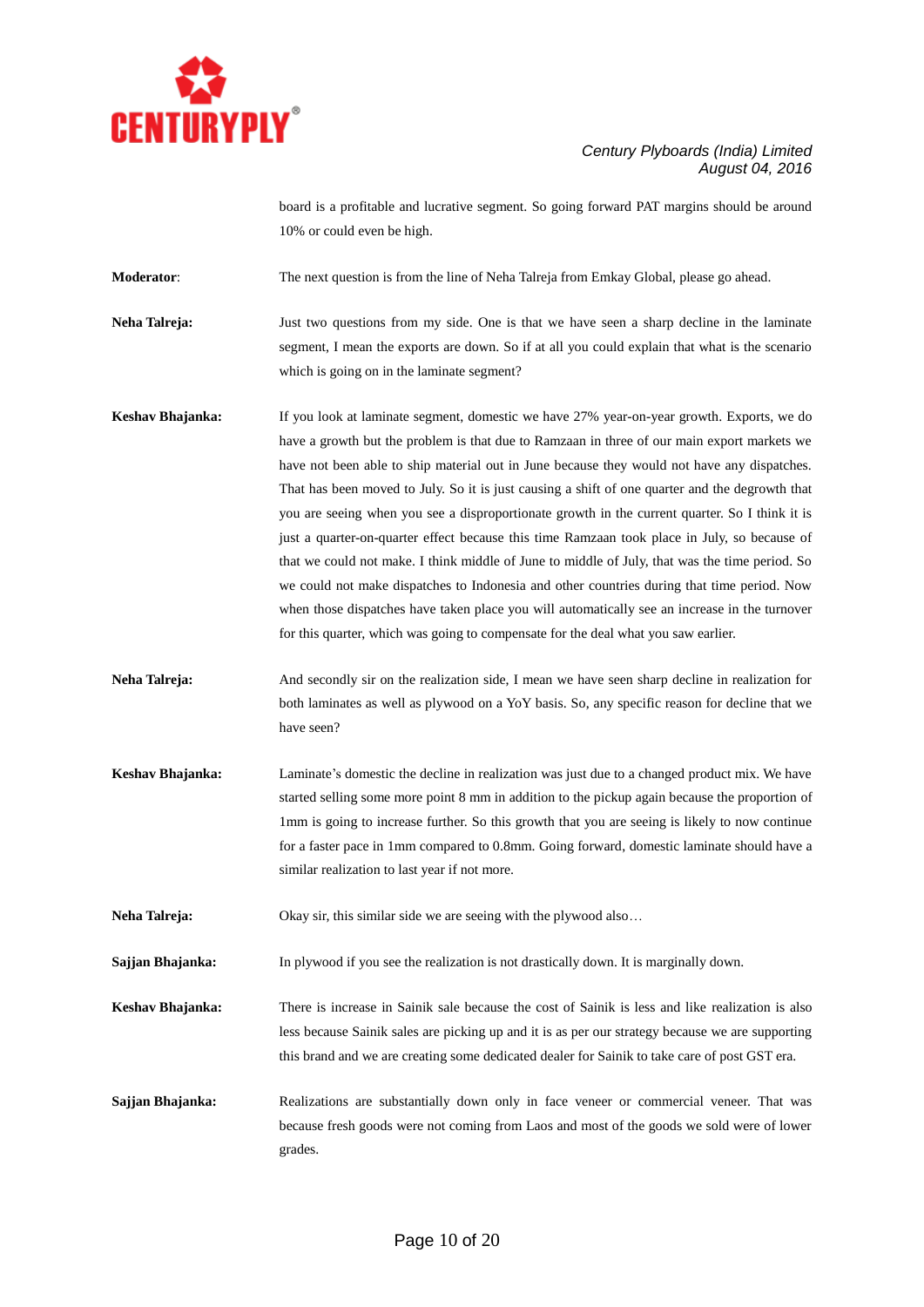board is a profitable and lucrative segment. So going forward PAT margins should be around 10% or could even be high.

**Moderator**: The next question is from the line of Neha Talreja from Emkay Global, please go ahead.

**Neha Talreja:** Just two questions from my side. One is that we have seen a sharp decline in the laminate segment, I mean the exports are down. So if at all you could explain that what is the scenario which is going on in the laminate segment?

**Keshav Bhajanka:** If you look at laminate segment, domestic we have 27% year-on-year growth. Exports, we do have a growth but the problem is that due to Ramzaan in three of our main export markets we have not been able to ship material out in June because they would not have any dispatches. That has been moved to July. So it is just causing a shift of one quarter and the degrowth that you are seeing when you see a disproportionate growth in the current quarter. So I think it is just a quarter-on-quarter effect because this time Ramzaan took place in July, so because of that we could not make. I think middle of June to middle of July, that was the time period. So we could not make dispatches to Indonesia and other countries during that time period. Now when those dispatches have taken place you will automatically see an increase in the turnover for this quarter, which was going to compensate for the deal what you saw earlier.

**Neha Talreja:** And secondly sir on the realization side, I mean we have seen sharp decline in realization for both laminates as well as plywood on a YoY basis. So, any specific reason for decline that we have seen?

**Keshav Bhajanka:** Laminate's domestic the decline in realization was just due to a changed product mix. We have started selling some more point 8 mm in addition to the pickup again because the proportion of 1mm is going to increase further. So this growth that you are seeing is likely to now continue for a faster pace in 1mm compared to 0.8mm. Going forward, domestic laminate should have a similar realization to last year if not more.

**Neha Talreja:** Okay sir, this similar side we are seeing with the plywood also…

**Sajjan Bhajanka:** In plywood if you see the realization is not drastically down. It is marginally down.

**Keshav Bhajanka:** There is increase in Sainik sale because the cost of Sainik is less and like realization is also less because Sainik sales are picking up and it is as per our strategy because we are supporting this brand and we are creating some dedicated dealer for Sainik to take care of post GST era.

**Sajjan Bhajanka:** Realizations are substantially down only in face veneer or commercial veneer. That was because fresh goods were not coming from Laos and most of the goods we sold were of lower grades.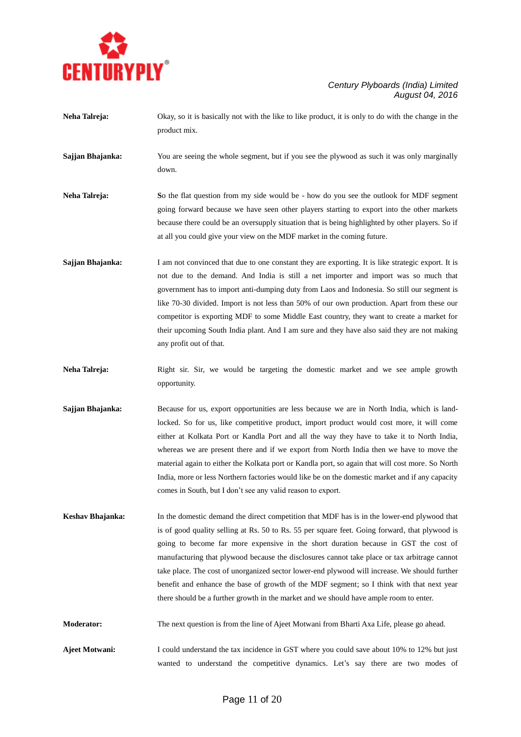**Neha Talreja:** Okay, so it is basically not with the like to like product, it is only to do with the change in the product mix.

**Sajjan Bhajanka:** You are seeing the whole segment, but if you see the plywood as such it was only marginally down.

**Neha Talreja:** So the flat question from my side would be - how do you see the outlook for MDF segment going forward because we have seen other players starting to export into the other markets because there could be an oversupply situation that is being highlighted by other players. So if at all you could give your view on the MDF market in the coming future.

**Sajjan Bhajanka:** I am not convinced that due to one constant they are exporting. It is like strategic export. It is not due to the demand. And India is still a net importer and import was so much that government has to import anti-dumping duty from Laos and Indonesia. So still our segment is like 70-30 divided. Import is not less than 50% of our own production. Apart from these our competitor is exporting MDF to some Middle East country, they want to create a market for their upcoming South India plant. And I am sure and they have also said they are not making any profit out of that.

**Neha Talreja:** Right sir. Sir, we would be targeting the domestic market and we see ample growth opportunity.

**Sajjan Bhajanka:** Because for us, export opportunities are less because we are in North India, which is land-locked. So for us, like competitive product, import product would cost more, it will come either at Kolkata Port or Kandla Port and all the way they have to take it to North India, whereas we are present there and if we export from North India then we have to move the material again to either the Kolkata port or Kandla port, so again that will cost more. So North India, more or less Northern factories would like be on the domestic market and if any capacity comes in South, but I don't see any valid reason to export.

**Keshav Bhajanka:** In the domestic demand the direct competition that MDF has is in the lower-end plywood that is of good quality selling at Rs. 50 to Rs. 55 per square feet. Going forward, that plywood is going to become far more expensive in the short duration because in GST the cost of manufacturing that plywood because the disclosures cannot take place or tax arbitrage cannot take place. The cost of unorganized sector lower-end plywood will increase. We should further benefit and enhance the base of growth of the MDF segment; so I think with that next year there should be a further growth in the market and we should have ample room to enter.

**Moderator:** The next question is from the line of Ajeet Motwani from Bharti Axa Life, please go ahead.

**Ajeet Motwani:** I could understand the tax incidence in GST where you could save about 10% to 12% but just wanted to understand the competitive dynamics. Let's say there are two modes of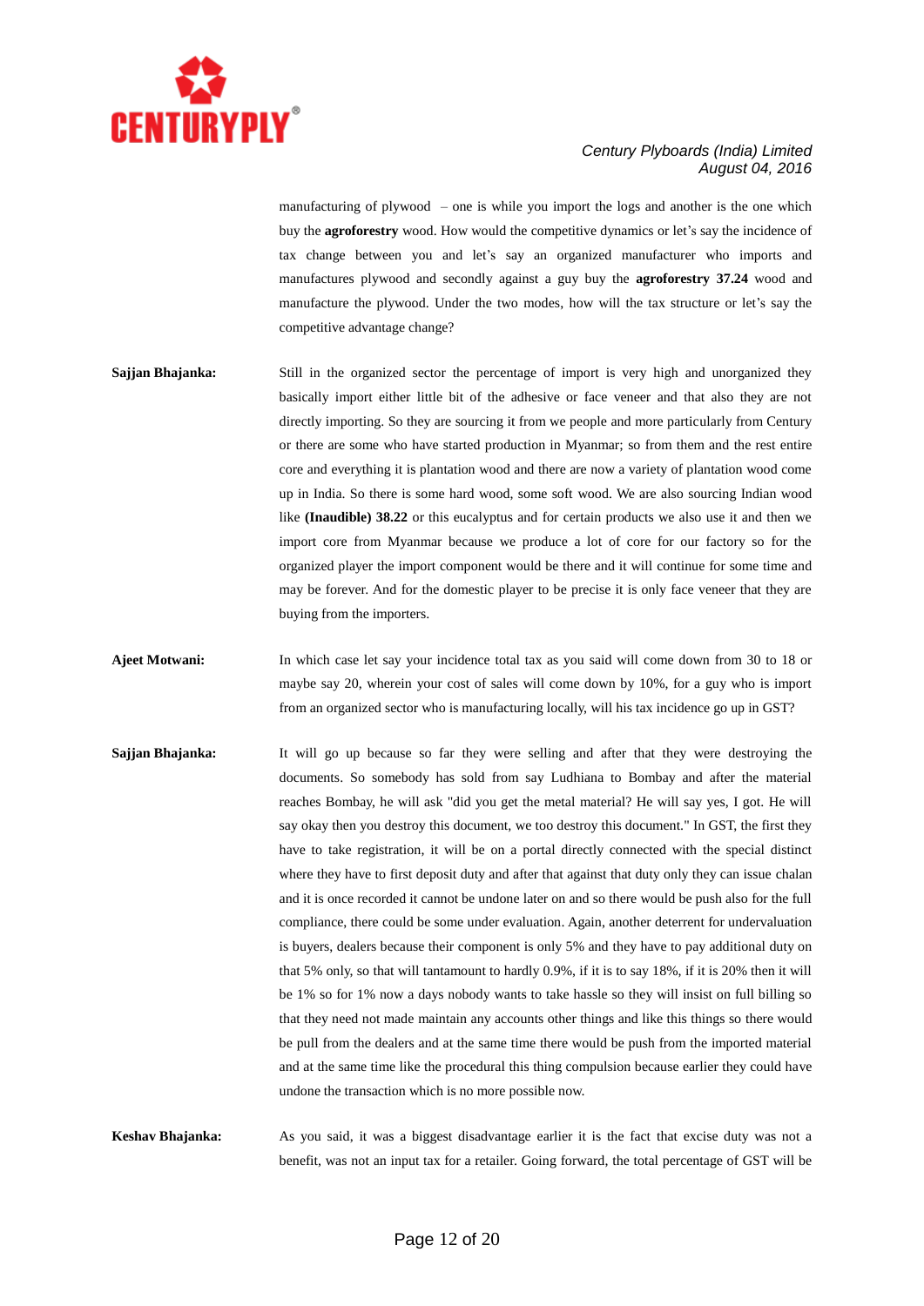manufacturing of plywood – one is while you import the logs and another is the one which buy the **agroforestry** wood. How would the competitive dynamics or let's say the incidence of tax change between you and let's say an organized manufacturer who imports and manufactures plywood and secondly against a guy buy the **agroforestry 37.24** wood and manufacture the plywood. Under the two modes, how will the tax structure or let's say the competitive advantage change?

**Sajjan Bhajanka:** Still in the organized sector the percentage of import is very high and unorganized they basically import either little bit of the adhesive or face veneer and that also they are not directly importing. So they are sourcing it from we people and more particularly from Century or there are some who have started production in Myanmar; so from them and the rest entire core and everything it is plantation wood and there are now a variety of plantation wood come up in India. So there is some hard wood, some soft wood. We are also sourcing Indian wood like **(Inaudible) 38.22** or this eucalyptus and for certain products we also use it and then we import core from Myanmar because we produce a lot of core for our factory so for the organized player the import component would be there and it will continue for some time and may be forever. And for the domestic player to be precise it is only face veneer that they are buying from the importers.

**Ajeet Motwani:** In which case let say your incidence total tax as you said will come down from 30 to 18 or maybe say 20, wherein your cost of sales will come down by 10%, for a guy who is import from an organized sector who is manufacturing locally, will his tax incidence go up in GST?

**Sajjan Bhajanka:** It will go up because so far they were selling and after that they were destroying the documents. So somebody has sold from say Ludhiana to Bombay and after the material reaches Bombay, he will ask "did you get the metal material? He will say yes, I got. He will say okay then you destroy this document, we too destroy this document." In GST, the first they have to take registration, it will be on a portal directly connected with the special distinct where they have to first deposit duty and after that against that duty only they can issue chalan and it is once recorded it cannot be undone later on and so there would be push also for the full compliance, there could be some under evaluation. Again, another deterrent for undervaluation is buyers, dealers because their component is only 5% and they have to pay additional duty on that 5% only, so that will tantamount to hardly 0.9%, if it is to say 18%, if it is 20% then it will be 1% so for 1% now a days nobody wants to take hassle so they will insist on full billing so that they need not made maintain any accounts other things and like this things so there would be pull from the dealers and at the same time there would be push from the imported material and at the same time like the procedural this thing compulsion because earlier they could have undone the transaction which is no more possible now.

**Keshav Bhajanka:** As you said, it was a biggest disadvantage earlier it is the fact that excise duty was not a benefit, was not an input tax for a retailer. Going forward, the total percentage of GST will be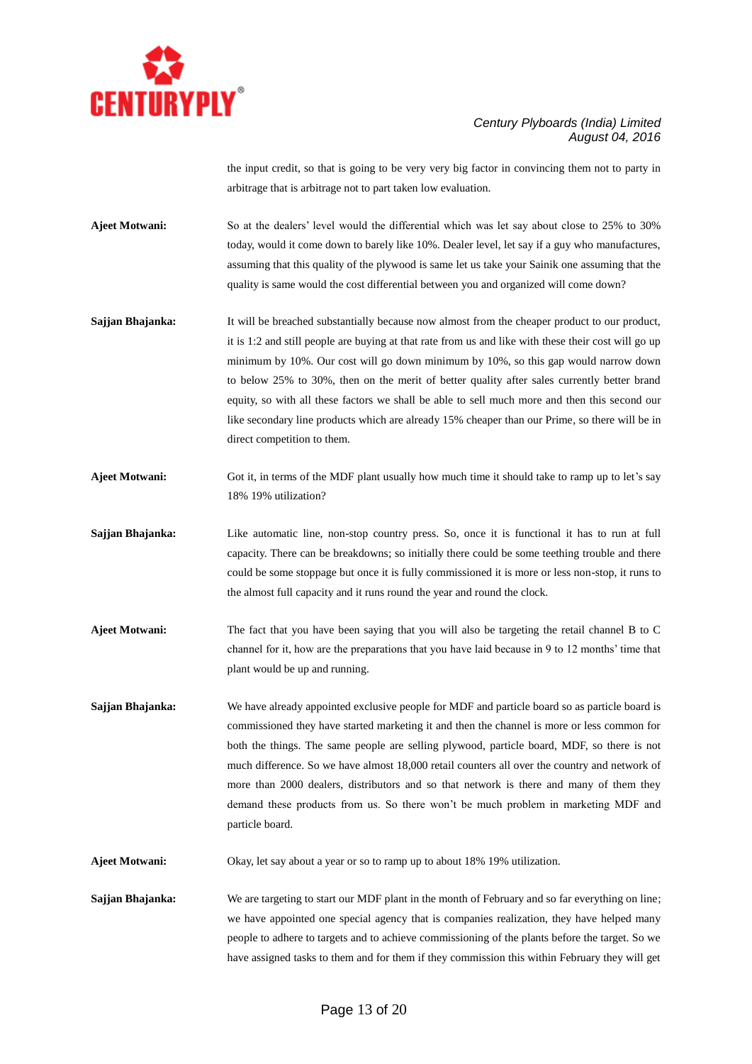the input credit, so that is going to be very very big factor in convincing them not to party in arbitrage that is arbitrage not to part taken low evaluation.

**Ajeet Motwani:** So at the dealers' level would the differential which was let say about close to 25% to 30% today, would it come down to barely like 10%. Dealer level, let say if a guy who manufactures, assuming that this quality of the plywood is same let us take your Sainik one assuming that the quality is same would the cost differential between you and organized will come down?

**Sajjan Bhajanka:** It will be breached substantially because now almost from the cheaper product to our product, it is 1:2 and still people are buying at that rate from us and like with these their cost will go up minimum by 10%. Our cost will go down minimum by 10%, so this gap would narrow down to below 25% to 30%, then on the merit of better quality after sales currently better brand equity, so with all these factors we shall be able to sell much more and then this second our like secondary line products which are already 15% cheaper than our Prime, so there will be in direct competition to them.

**Ajeet Motwani:** Got it, in terms of the MDF plant usually how much time it should take to ramp up to let's say 18% 19% utilization?

**Sajjan Bhajanka:** Like automatic line, non-stop country press. So, once it is functional it has to run at full capacity. There can be breakdowns; so initially there could be some teething trouble and there could be some stoppage but once it is fully commissioned it is more or less non-stop, it runs to the almost full capacity and it runs round the year and round the clock.

**Ajeet Motwani:** The fact that you have been saying that you will also be targeting the retail channel B to C channel for it, how are the preparations that you have laid because in 9 to 12 months' time that plant would be up and running.

**Sajjan Bhajanka:** We have already appointed exclusive people for MDF and particle board so as particle board is commissioned they have started marketing it and then the channel is more or less common for both the things. The same people are selling plywood, particle board, MDF, so there is not much difference. So we have almost 18,000 retail counters all over the country and network of more than 2000 dealers, distributors and so that network is there and many of them they demand these products from us. So there won't be much problem in marketing MDF and particle board.

**Ajeet Motwani:** Okay, let say about a year or so to ramp up to about 18% 19% utilization.

**Sajjan Bhajanka:** We are targeting to start our MDF plant in the month of February and so far everything on line; we have appointed one special agency that is companies realization, they have helped many people to adhere to targets and to achieve commissioning of the plants before the target. So we have assigned tasks to them and for them if they commission this within February they will get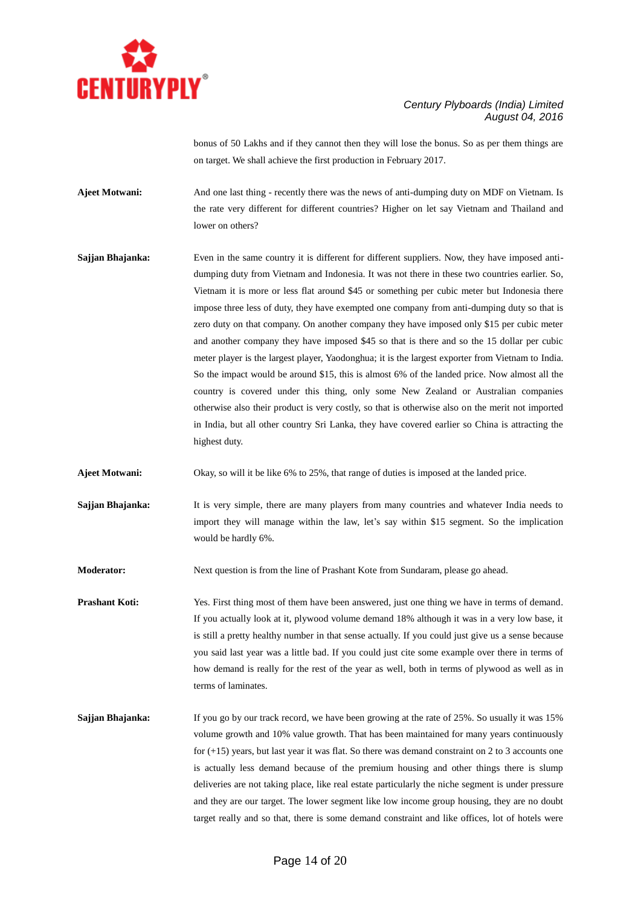bonus of 50 Lakhs and if they cannot then they will lose the bonus. So as per them things are on target. We shall achieve the first production in February 2017.

**Ajeet Motwani:** And one last thing - recently there was the news of anti-dumping duty on MDF on Vietnam. Is the rate very different for different countries? Higher on let say Vietnam and Thailand and lower on others?

**Sajjan Bhajanka:** Even in the same country it is different for different suppliers. Now, they have imposed anti-dumping duty from Vietnam and Indonesia. It was not there in these two countries earlier. So, Vietnam it is more or less flat around $45 or something per cubic meter but Indonesia there impose three less of duty, they have exempted one company from anti-dumping duty so that is zero duty on that company. On another company they have imposed only $15 per cubic meter and another company they have imposed $45 so that is there and so the 15 dollar per cubic meter player is the largest player, Yaodonghua; it is the largest exporter from Vietnam to India. So the impact would be around $15, this is almost 6% of the landed price. Now almost all the country is covered under this thing, only some New Zealand or Australian companies otherwise also their product is very costly, so that is otherwise also on the merit not imported in India, but all other country Sri Lanka, they have covered earlier so China is attracting the highest duty.

**Ajeet Motwani:** Okay, so will it be like 6% to 25%, that range of duties is imposed at the landed price.

**Sajjan Bhajanka:** It is very simple, there are many players from many countries and whatever India needs to import they will manage within the law, let's say within $15 segment. So the implication would be hardly 6%.

**Moderator:** Next question is from the line of Prashant Kote from Sundaram, please go ahead.

**Prashant Koti:** Yes. First thing most of them have been answered, just one thing we have in terms of demand. If you actually look at it, plywood volume demand 18% although it was in a very low base, it is still a pretty healthy number in that sense actually. If you could just give us a sense because you said last year was a little bad. If you could just cite some example over there in terms of how demand is really for the rest of the year as well, both in terms of plywood as well as in terms of laminates.

**Sajjan Bhajanka:** If you go by our track record, we have been growing at the rate of 25%. So usually it was 15% volume growth and 10% value growth. That has been maintained for many years continuously for (+15) years, but last year it was flat. So there was demand constraint on 2 to 3 accounts one is actually less demand because of the premium housing and other things there is slump deliveries are not taking place, like real estate particularly the niche segment is under pressure and they are our target. The lower segment like low income group housing, they are no doubt target really and so that, there is some demand constraint and like offices, lot of hotels were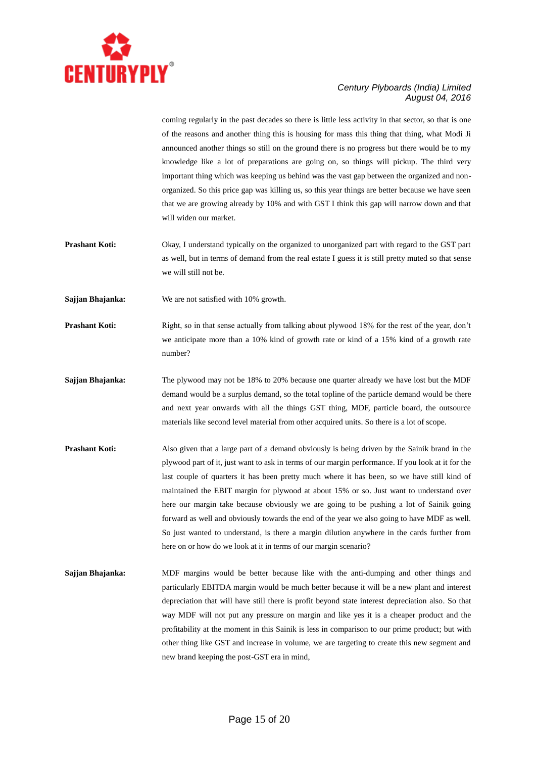coming regularly in the past decades so there is little less activity in that sector, so that is one of the reasons and another thing this is housing for mass this thing that thing, what Modi Ji announced another things so still on the ground there is no progress but there would be to my knowledge like a lot of preparations are going on, so things will pickup. The third very important thing which was keeping us behind was the vast gap between the organized and non-organized. So this price gap was killing us, so this year things are better because we have seen that we are growing already by 10% and with GST I think this gap will narrow down and that will widen our market.

**Prashant Koti:** Okay, I understand typically on the organized to unorganized part with regard to the GST part as well, but in terms of demand from the real estate I guess it is still pretty muted so that sense we will still not be.

**Sajjan Bhajanka:** We are not satisfied with 10% growth.

**Prashant Koti:** Right, so in that sense actually from talking about plywood 18% for the rest of the year, don't we anticipate more than a 10% kind of growth rate or kind of a 15% kind of a growth rate number?

**Sajjan Bhajanka:** The plywood may not be 18% to 20% because one quarter already we have lost but the MDF demand would be a surplus demand, so the total topline of the particle demand would be there and next year onwards with all the things GST thing, MDF, particle board, the outsource materials like second level material from other acquired units. So there is a lot of scope.

**Prashant Koti:** Also given that a large part of a demand obviously is being driven by the Sainik brand in the plywood part of it, just want to ask in terms of our margin performance. If you look at it for the last couple of quarters it has been pretty much where it has been, so we have still kind of maintained the EBIT margin for plywood at about 15% or so. Just want to understand over here our margin take because obviously we are going to be pushing a lot of Sainik going forward as well and obviously towards the end of the year we also going to have MDF as well. So just wanted to understand, is there a margin dilution anywhere in the cards further from here on or how do we look at it in terms of our margin scenario?

**Sajjan Bhajanka:** MDF margins would be better because like with the anti-dumping and other things and particularly EBITDA margin would be much better because it will be a new plant and interest depreciation that will have still there is profit beyond state interest depreciation also. So that way MDF will not put any pressure on margin and like yes it is a cheaper product and the profitability at the moment in this Sainik is less in comparison to our prime product; but with other thing like GST and increase in volume, we are targeting to create this new segment and new brand keeping the post-GST era in mind,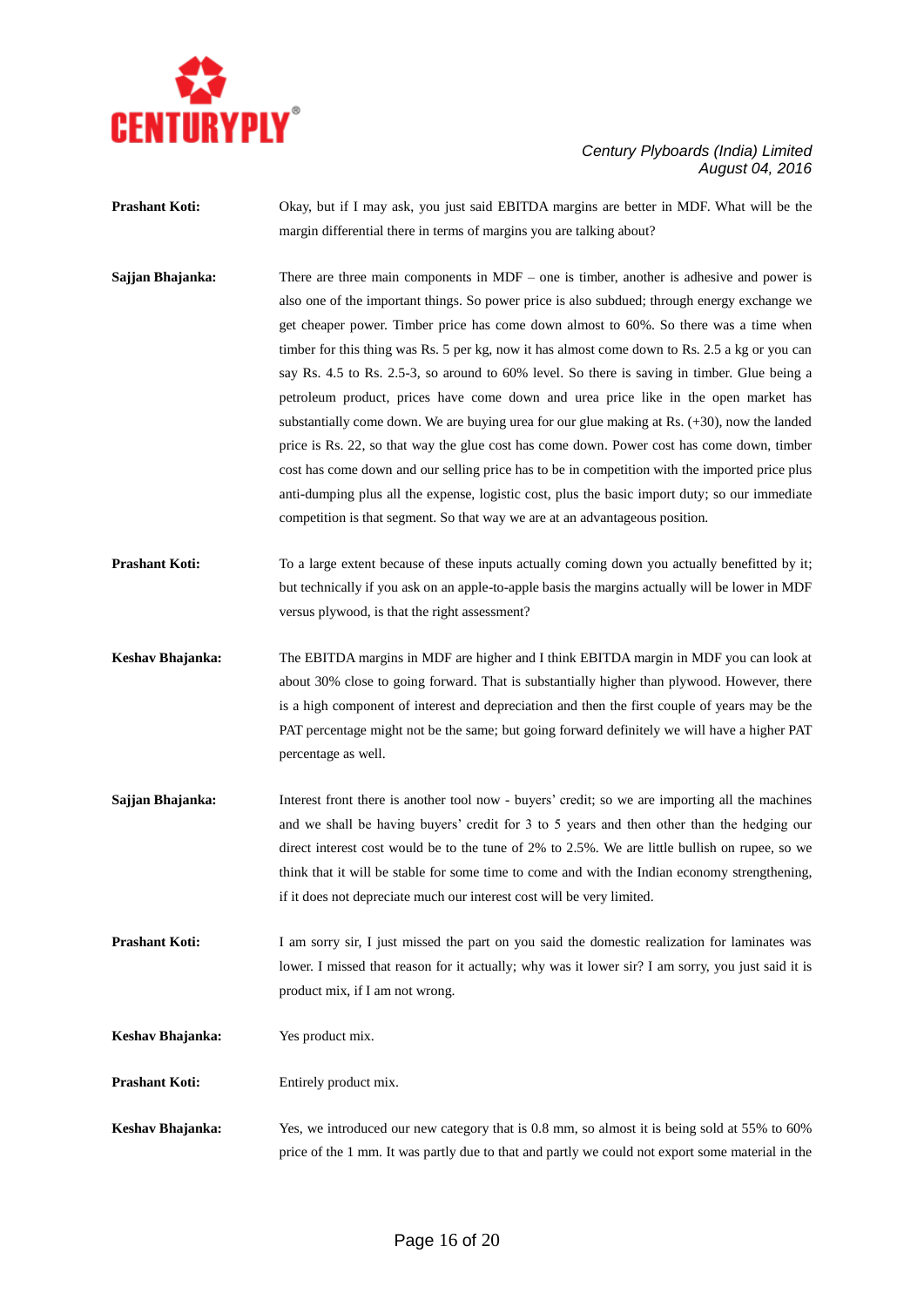**Prashant Koti:** Okay, but if I may ask, you just said EBITDA margins are better in MDF. What will be the margin differential there in terms of margins you are talking about?

**Sajjan Bhajanka:** There are three main components in MDF – one is timber, another is adhesive and power is also one of the important things. So power price is also subdued; through energy exchange we get cheaper power. Timber price has come down almost to 60%. So there was a time when timber for this thing was Rs. 5 per kg, now it has almost come down to Rs. 2.5 a kg or you can say Rs. 4.5 to Rs. 2.5-3, so around to 60% level. So there is saving in timber. Glue being a petroleum product, prices have come down and urea price like in the open market has substantially come down. We are buying urea for our glue making at Rs. (+30), now the landed price is Rs. 22, so that way the glue cost has come down. Power cost has come down, timber cost has come down and our selling price has to be in competition with the imported price plus anti-dumping plus all the expense, logistic cost, plus the basic import duty; so our immediate competition is that segment. So that way we are at an advantageous position.

**Prashant Koti:** To a large extent because of these inputs actually coming down you actually benefitted by it; but technically if you ask on an apple-to-apple basis the margins actually will be lower in MDF versus plywood, is that the right assessment?

**Keshav Bhajanka:** The EBITDA margins in MDF are higher and I think EBITDA margin in MDF you can look at about 30% close to going forward. That is substantially higher than plywood. However, there is a high component of interest and depreciation and then the first couple of years may be the PAT percentage might not be the same; but going forward definitely we will have a higher PAT percentage as well.

**Sajjan Bhajanka:** Interest front there is another tool now - buyers' credit; so we are importing all the machines and we shall be having buyers' credit for 3 to 5 years and then other than the hedging our direct interest cost would be to the tune of 2% to 2.5%. We are little bullish on rupee, so we think that it will be stable for some time to come and with the Indian economy strengthening, if it does not depreciate much our interest cost will be very limited.

**Prashant Koti:** I am sorry sir, I just missed the part on you said the domestic realization for laminates was lower. I missed that reason for it actually; why was it lower sir? I am sorry, you just said it is product mix, if I am not wrong.

**Keshav Bhajanka:** Yes product mix.

**Prashant Koti:** Entirely product mix.

**Keshav Bhajanka:** Yes, we introduced our new category that is 0.8 mm, so almost it is being sold at 55% to 60% price of the 1 mm. It was partly due to that and partly we could not export some material in the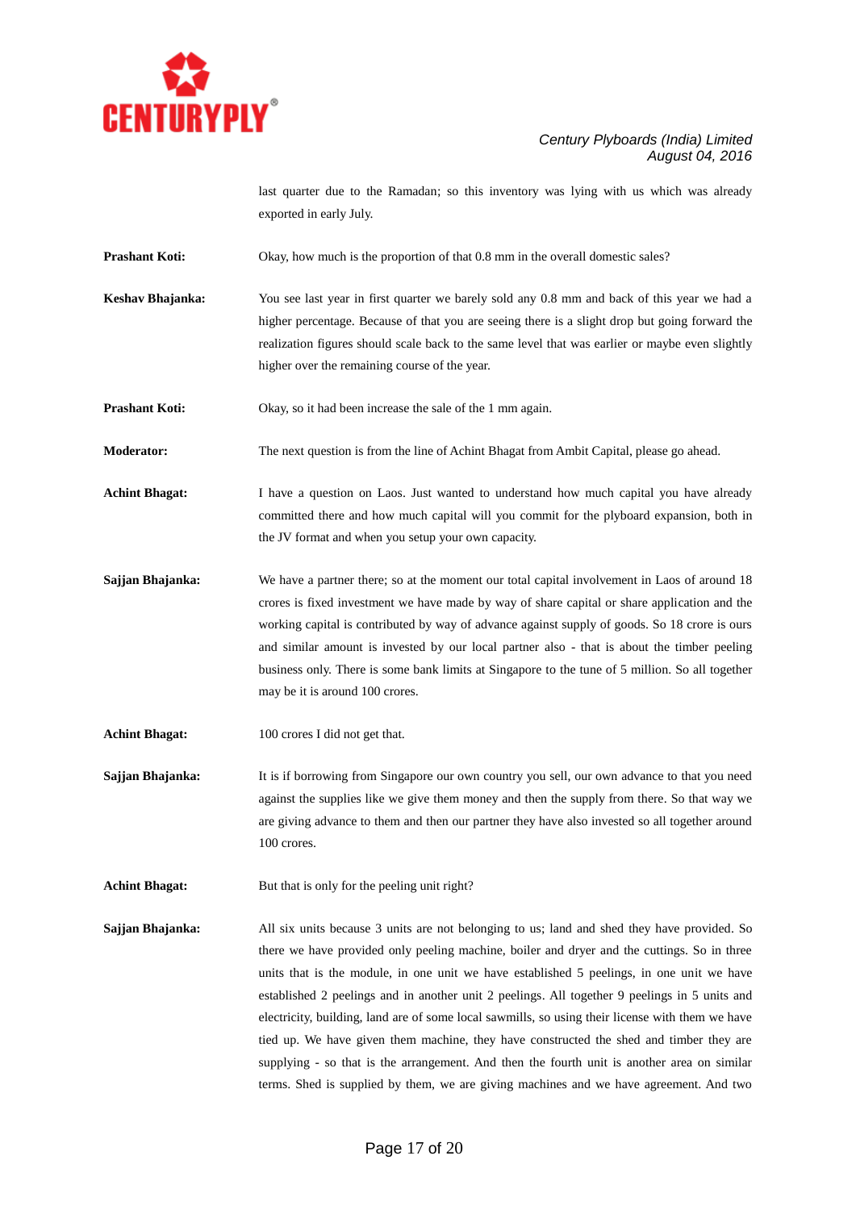last quarter due to the Ramadan; so this inventory was lying with us which was already exported in early July.

**Prashant Koti:** Okay, how much is the proportion of that 0.8 mm in the overall domestic sales?

**Keshav Bhajanka:** You see last year in first quarter we barely sold any 0.8 mm and back of this year we had a higher percentage. Because of that you are seeing there is a slight drop but going forward the realization figures should scale back to the same level that was earlier or maybe even slightly higher over the remaining course of the year.

**Prashant Koti:** Okay, so it had been increase the sale of the 1 mm again.

**Moderator:** The next question is from the line of Achint Bhagat from Ambit Capital, please go ahead.

**Achint Bhagat:** I have a question on Laos. Just wanted to understand how much capital you have already committed there and how much capital will you commit for the plyboard expansion, both in the JV format and when you setup your own capacity.

**Sajjan Bhajanka:** We have a partner there; so at the moment our total capital involvement in Laos of around 18 crores is fixed investment we have made by way of share capital or share application and the working capital is contributed by way of advance against supply of goods. So 18 crore is ours and similar amount is invested by our local partner also - that is about the timber peeling business only. There is some bank limits at Singapore to the tune of 5 million. So all together may be it is around 100 crores.

**Achint Bhagat:** 100 crores I did not get that.

**Sajjan Bhajanka:** It is if borrowing from Singapore our own country you sell, our own advance to that you need against the supplies like we give them money and then the supply from there. So that way we are giving advance to them and then our partner they have also invested so all together around 100 crores.

**Achint Bhagat:** But that is only for the peeling unit right?

**Sajjan Bhajanka:** All six units because 3 units are not belonging to us; land and shed they have provided. So there we have provided only peeling machine, boiler and dryer and the cuttings. So in three units that is the module, in one unit we have established 5 peelings, in one unit we have established 2 peelings and in another unit 2 peelings. All together 9 peelings in 5 units and electricity, building, land are of some local sawmills, so using their license with them we have tied up. We have given them machine, they have constructed the shed and timber they are supplying - so that is the arrangement. And then the fourth unit is another area on similar terms. Shed is supplied by them, we are giving machines and we have agreement. And two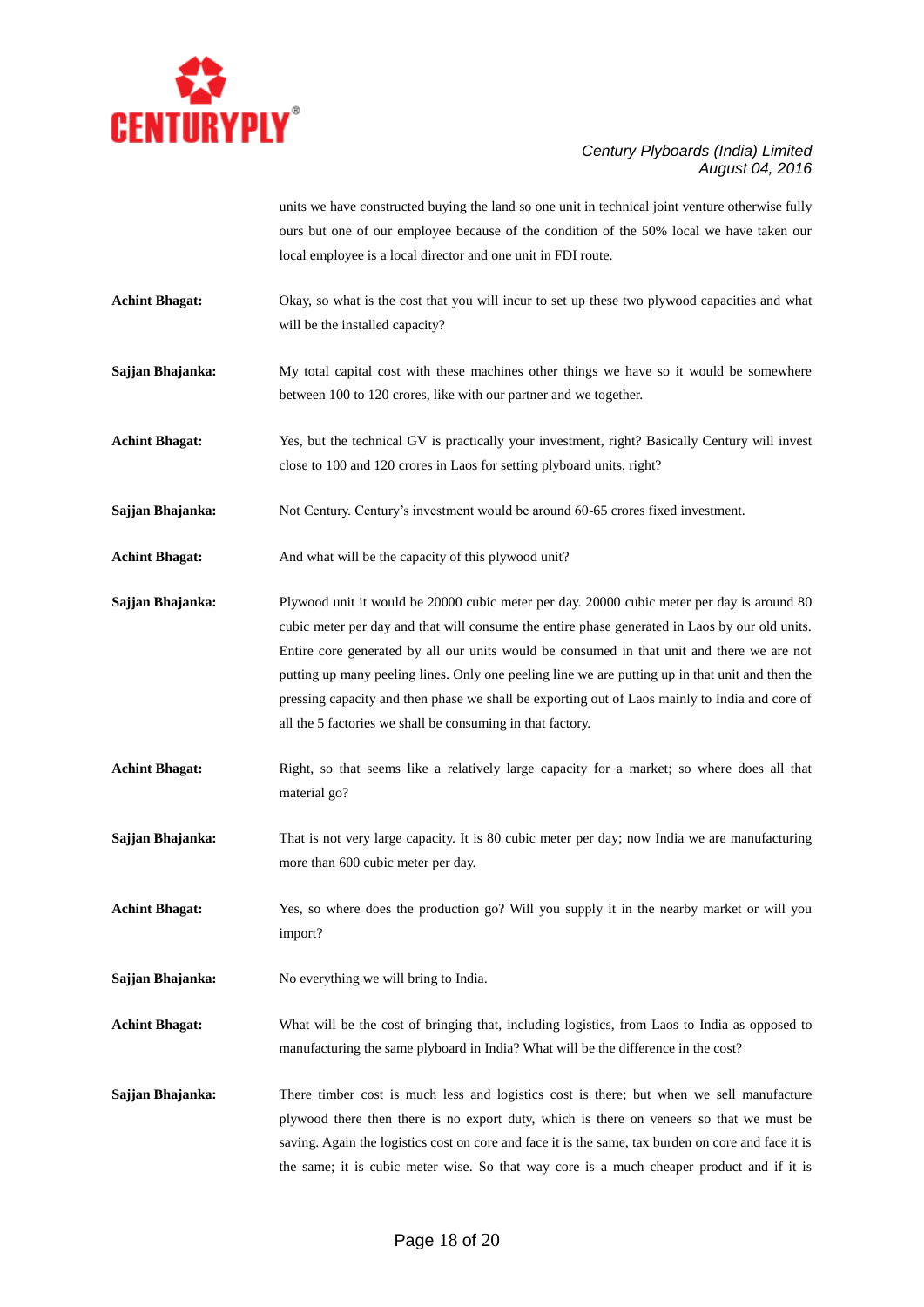units we have constructed buying the land so one unit in technical joint venture otherwise fully ours but one of our employee because of the condition of the 50% local we have taken our local employee is a local director and one unit in FDI route.

**Achint Bhagat:** Okay, so what is the cost that you will incur to set up these two plywood capacities and what will be the installed capacity?

**Sajjan Bhajanka:** My total capital cost with these machines other things we have so it would be somewhere between 100 to 120 crores, like with our partner and we together.

**Achint Bhagat:** Yes, but the technical GV is practically your investment, right? Basically Century will invest close to 100 and 120 crores in Laos for setting plyboard units, right?

**Sajjan Bhajanka:** Not Century. Century's investment would be around 60-65 crores fixed investment.

**Achint Bhagat:** And what will be the capacity of this plywood unit?

**Sajjan Bhajanka:** Plywood unit it would be 20000 cubic meter per day. 20000 cubic meter per day is around 80 cubic meter per day and that will consume the entire phase generated in Laos by our old units. Entire core generated by all our units would be consumed in that unit and there we are not putting up many peeling lines. Only one peeling line we are putting up in that unit and then the pressing capacity and then phase we shall be exporting out of Laos mainly to India and core of all the 5 factories we shall be consuming in that factory.

**Achint Bhagat:** Right, so that seems like a relatively large capacity for a market; so where does all that material go?

**Sajjan Bhajanka:** That is not very large capacity. It is 80 cubic meter per day; now India we are manufacturing more than 600 cubic meter per day.

**Achint Bhagat:** Yes, so where does the production go? Will you supply it in the nearby market or will you import?

**Sajjan Bhajanka:** No everything we will bring to India.

**Achint Bhagat:** What will be the cost of bringing that, including logistics, from Laos to India as opposed to manufacturing the same plyboard in India? What will be the difference in the cost?

**Sajjan Bhajanka:** There timber cost is much less and logistics cost is there; but when we sell manufacture plywood there then there is no export duty, which is there on veneers so that we must be saving. Again the logistics cost on core and face it is the same, tax burden on core and face it is the same; it is cubic meter wise. So that way core is a much cheaper product and if it is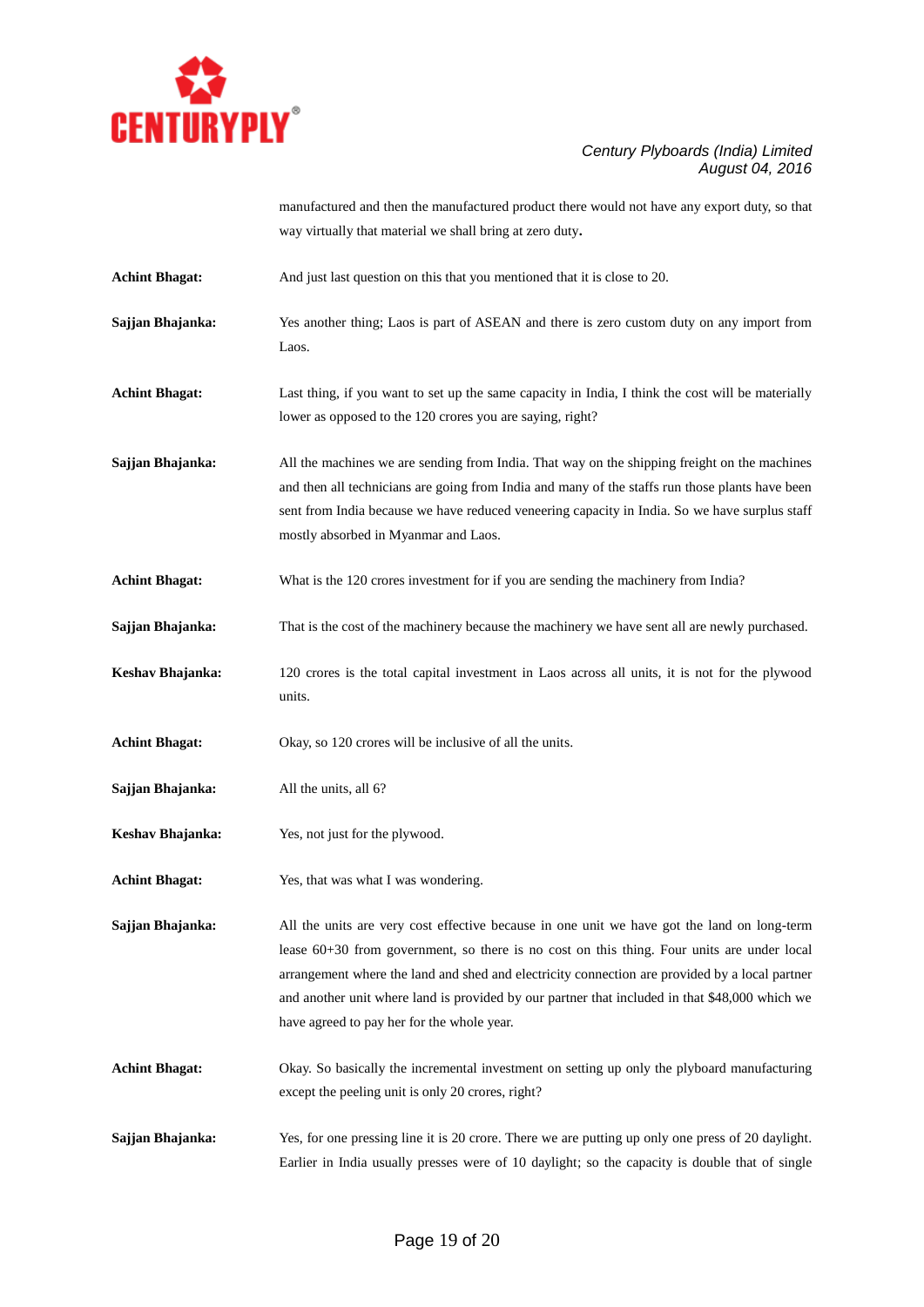manufactured and then the manufactured product there would not have any export duty, so that way virtually that material we shall bring at zero duty**.**

**Achint Bhagat:** And just last question on this that you mentioned that it is close to 20.

**Sajjan Bhajanka:** Yes another thing; Laos is part of ASEAN and there is zero custom duty on any import from Laos.

**Achint Bhagat:** Last thing, if you want to set up the same capacity in India, I think the cost will be materially lower as opposed to the 120 crores you are saying, right?

**Sajjan Bhajanka:** All the machines we are sending from India. That way on the shipping freight on the machines and then all technicians are going from India and many of the staffs run those plants have been sent from India because we have reduced veneering capacity in India. So we have surplus staff mostly absorbed in Myanmar and Laos.

**Achint Bhagat:** What is the 120 crores investment for if you are sending the machinery from India?

**Sajjan Bhajanka:** That is the cost of the machinery because the machinery we have sent all are newly purchased.

**Keshav Bhajanka:** 120 crores is the total capital investment in Laos across all units, it is not for the plywood units.

**Achint Bhagat:** Okay, so 120 crores will be inclusive of all the units.

**Sajjan Bhajanka:** All the units, all 6?

**Keshav Bhajanka:** Yes, not just for the plywood.

**Achint Bhagat:** Yes, that was what I was wondering.

**Sajjan Bhajanka:** All the units are very cost effective because in one unit we have got the land on long-term lease 60+30 from government, so there is no cost on this thing. Four units are under local arrangement where the land and shed and electricity connection are provided by a local partner and another unit where land is provided by our partner that included in that $48,000 which we have agreed to pay her for the whole year.

**Achint Bhagat:** Okay. So basically the incremental investment on setting up only the plyboard manufacturing except the peeling unit is only 20 crores, right?

**Sajjan Bhajanka:** Yes, for one pressing line it is 20 crore. There we are putting up only one press of 20 daylight. Earlier in India usually presses were of 10 daylight; so the capacity is double that of single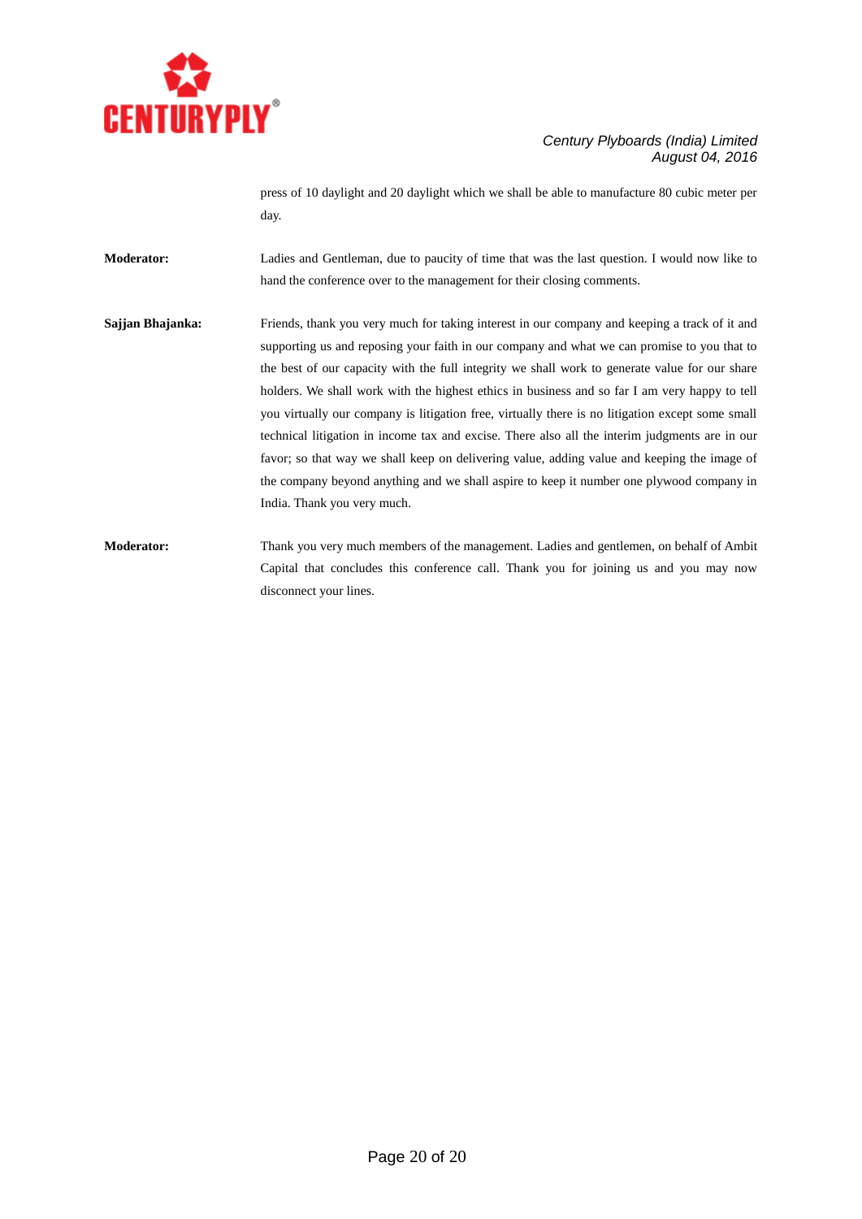press of 10 daylight and 20 daylight which we shall be able to manufacture 80 cubic meter per day.

**Moderator:** Ladies and Gentleman, due to paucity of time that was the last question. I would now like to hand the conference over to the management for their closing comments.

**Sajjan Bhajanka:** Friends, thank you very much for taking interest in our company and keeping a track of it and supporting us and reposing your faith in our company and what we can promise to you that to the best of our capacity with the full integrity we shall work to generate value for our share holders. We shall work with the highest ethics in business and so far I am very happy to tell you virtually our company is litigation free, virtually there is no litigation except some small technical litigation in income tax and excise. There also all the interim judgments are in our favor; so that way we shall keep on delivering value, adding value and keeping the image of the company beyond anything and we shall aspire to keep it number one plywood company in India. Thank you very much.

**Moderator:** Thank you very much members of the management. Ladies and gentlemen, on behalf of Ambit Capital that concludes this conference call. Thank you for joining us and you may now disconnect your lines.